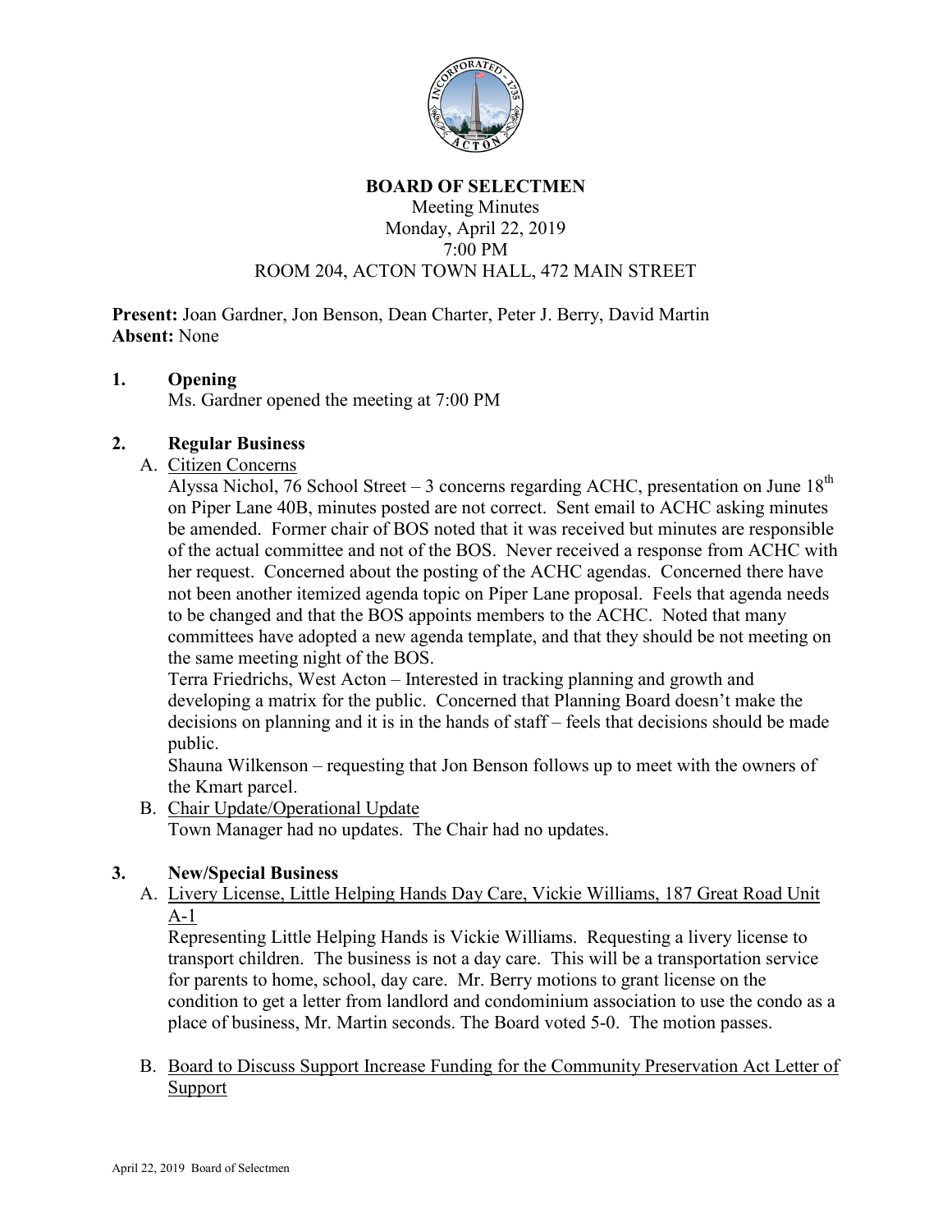# BOARD OF SELECTMEN

Meeting Minutes
Monday, April 22, 2019
7:00 PM
ROOM 204, ACTON TOWN HALL, 472 MAIN STREET

**Present:** Joan Gardner, Jon Benson, Dean Charter, Peter J. Berry, David Martin
**Absent:** None

## 1. Opening

Ms. Gardner opened the meeting at 7:00 PM

## 2. Regular Business

A. Citizen Concerns

Alyssa Nichol, 76 School Street – 3 concerns regarding ACHC, presentation on June 18th on Piper Lane 40B, minutes posted are not correct. Sent email to ACHC asking minutes be amended. Former chair of BOS noted that it was received but minutes are responsible of the actual committee and not of the BOS. Never received a response from ACHC with her request. Concerned about the posting of the ACHC agendas. Concerned there have not been another itemized agenda topic on Piper Lane proposal. Feels that agenda needs to be changed and that the BOS appoints members to the ACHC. Noted that many committees have adopted a new agenda template, and that they should be not meeting on the same meeting night of the BOS.

Terra Friedrichs, West Acton – Interested in tracking planning and growth and developing a matrix for the public. Concerned that Planning Board doesn't make the decisions on planning and it is in the hands of staff – feels that decisions should be made public.

Shauna Wilkenson – requesting that Jon Benson follows up to meet with the owners of the Kmart parcel.

B. Chair Update/Operational Update

Town Manager had no updates. The Chair had no updates.

## 3. New/Special Business

A. Livery License, Little Helping Hands Day Care, Vickie Williams, 187 Great Road Unit A-1

Representing Little Helping Hands is Vickie Williams. Requesting a livery license to transport children. The business is not a day care. This will be a transportation service for parents to home, school, day care. Mr. Berry motions to grant license on the condition to get a letter from landlord and condominium association to use the condo as a place of business, Mr. Martin seconds. The Board voted 5-0. The motion passes.

B. Board to Discuss Support Increase Funding for the Community Preservation Act Letter of Support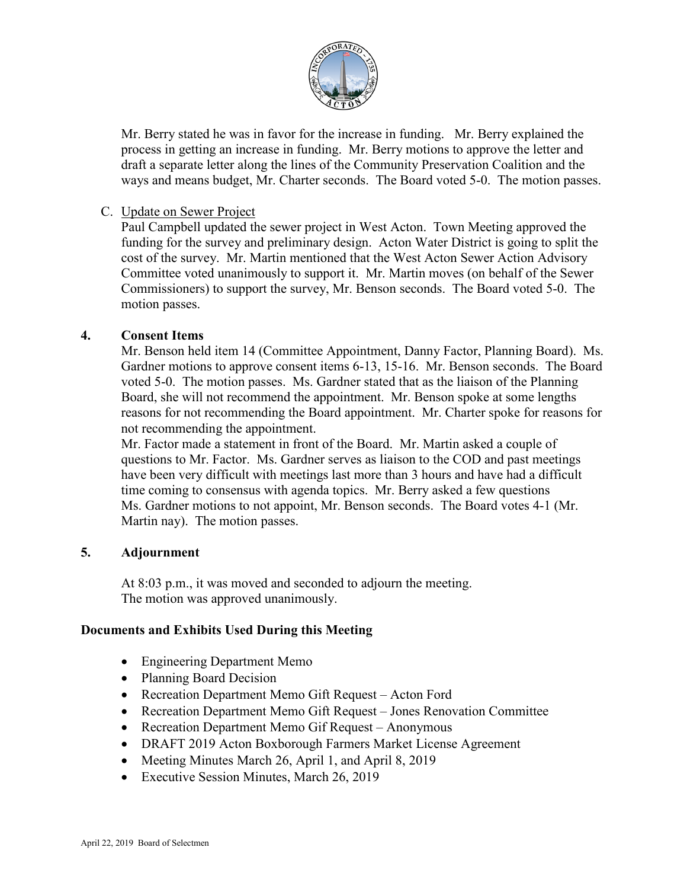Mr. Berry stated he was in favor for the increase in funding. Mr. Berry explained the process in getting an increase in funding. Mr. Berry motions to approve the letter and draft a separate letter along the lines of the Community Preservation Coalition and the ways and means budget, Mr. Charter seconds. The Board voted 5-0. The motion passes.

C. Update on Sewer Project

Paul Campbell updated the sewer project in West Acton. Town Meeting approved the funding for the survey and preliminary design. Acton Water District is going to split the cost of the survey. Mr. Martin mentioned that the West Acton Sewer Action Advisory Committee voted unanimously to support it. Mr. Martin moves (on behalf of the Sewer Commissioners) to support the survey, Mr. Benson seconds. The Board voted 5-0. The motion passes.

## 4. Consent Items

Mr. Benson held item 14 (Committee Appointment, Danny Factor, Planning Board). Ms. Gardner motions to approve consent items 6-13, 15-16. Mr. Benson seconds. The Board voted 5-0. The motion passes. Ms. Gardner stated that as the liaison of the Planning Board, she will not recommend the appointment. Mr. Benson spoke at some lengths reasons for not recommending the Board appointment. Mr. Charter spoke for reasons for not recommending the appointment.

Mr. Factor made a statement in front of the Board. Mr. Martin asked a couple of questions to Mr. Factor. Ms. Gardner serves as liaison to the COD and past meetings have been very difficult with meetings last more than 3 hours and have had a difficult time coming to consensus with agenda topics. Mr. Berry asked a few questions Ms. Gardner motions to not appoint, Mr. Benson seconds. The Board votes 4-1 (Mr. Martin nay). The motion passes.

## 5. Adjournment

At 8:03 p.m., it was moved and seconded to adjourn the meeting.
The motion was approved unanimously.

### Documents and Exhibits Used During this Meeting

- Engineering Department Memo
- Planning Board Decision
- Recreation Department Memo Gift Request – Acton Ford
- Recreation Department Memo Gift Request – Jones Renovation Committee
- Recreation Department Memo Gif Request – Anonymous
- DRAFT 2019 Acton Boxborough Farmers Market License Agreement
- Meeting Minutes March 26, April 1, and April 8, 2019
- Executive Session Minutes, March 26, 2019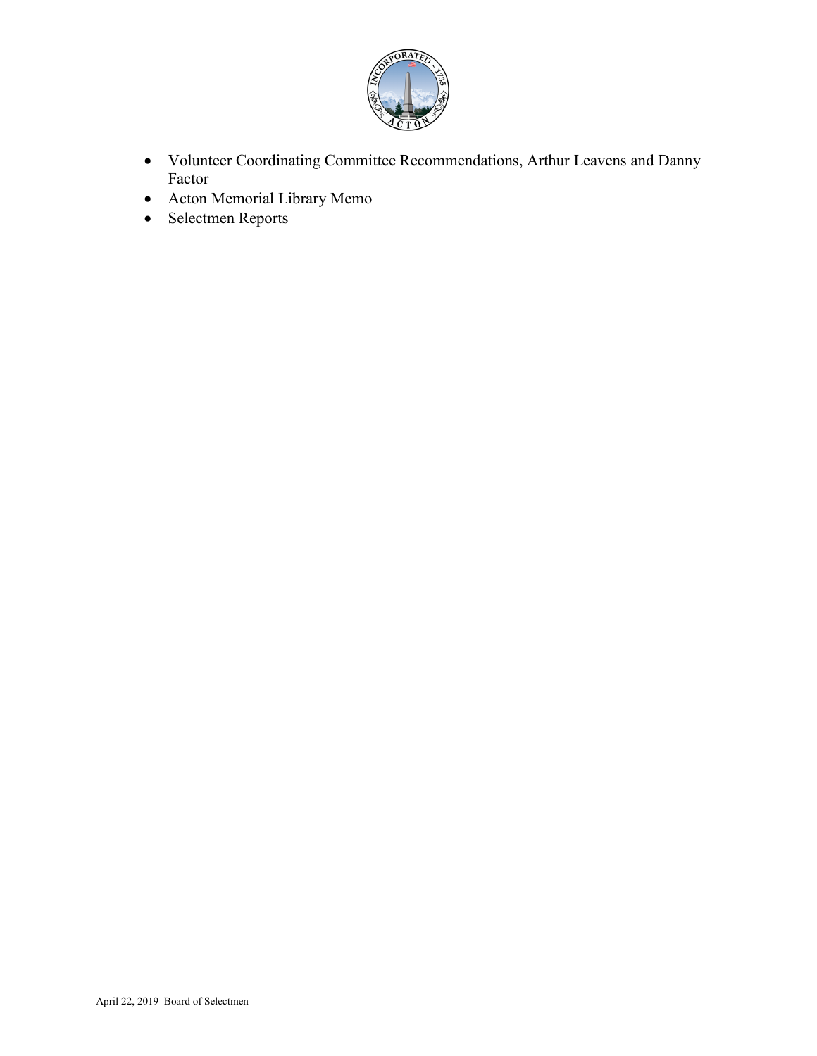- Volunteer Coordinating Committee Recommendations, Arthur Leavens and Danny Factor
- Acton Memorial Library Memo
- Selectmen Reports